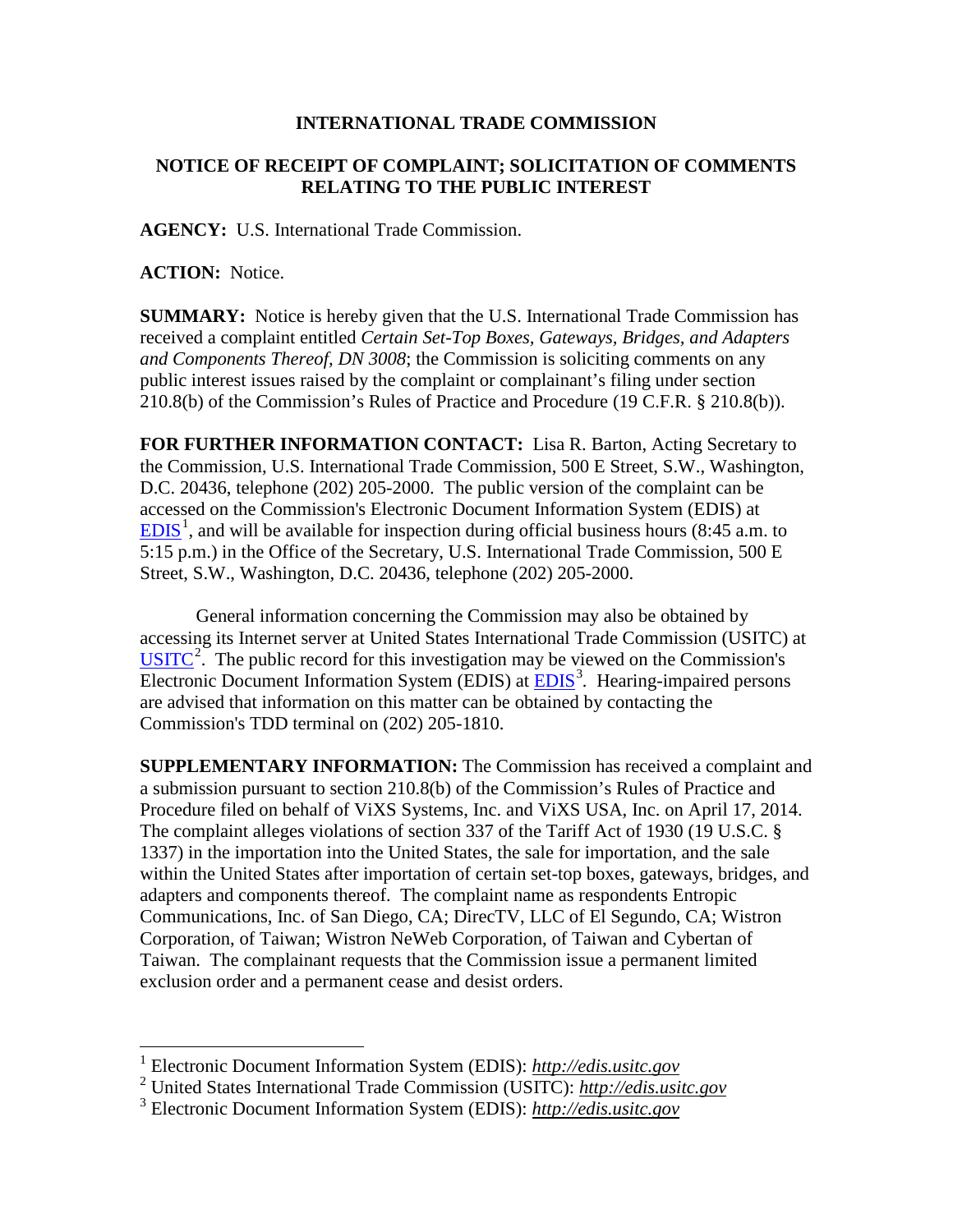**INTERNATIONAL TRADE COMMISSION**

**NOTICE OF RECEIPT OF COMPLAINT; SOLICITATION OF COMMENTS RELATING TO THE PUBLIC INTEREST**

**AGENCY:** U.S. International Trade Commission.

**ACTION:** Notice.

**SUMMARY:** Notice is hereby given that the U.S. International Trade Commission has received a complaint entitled *Certain Set-Top Boxes, Gateways, Bridges, and Adapters and Components Thereof, DN 3008*; the Commission is soliciting comments on any public interest issues raised by the complaint or complainant's filing under section 210.8(b) of the Commission's Rules of Practice and Procedure (19 C.F.R. § 210.8(b)).

**FOR FURTHER INFORMATION CONTACT:** Lisa R. Barton, Acting Secretary to the Commission, U.S. International Trade Commission, 500 E Street, S.W., Washington, D.C. 20436, telephone (202) 205-2000. The public version of the complaint can be accessed on the Commission's Electronic Document Information System (EDIS) at EDIS[1], and will be available for inspection during official business hours (8:45 a.m. to 5:15 p.m.) in the Office of the Secretary, U.S. International Trade Commission, 500 E Street, S.W., Washington, D.C. 20436, telephone (202) 205-2000.

General information concerning the Commission may also be obtained by accessing its Internet server at United States International Trade Commission (USITC) at USITC[2]. The public record for this investigation may be viewed on the Commission's Electronic Document Information System (EDIS) at EDIS[3]. Hearing-impaired persons are advised that information on this matter can be obtained by contacting the Commission's TDD terminal on (202) 205-1810.

**SUPPLEMENTARY INFORMATION:** The Commission has received a complaint and a submission pursuant to section 210.8(b) of the Commission's Rules of Practice and Procedure filed on behalf of ViXS Systems, Inc. and ViXS USA, Inc. on April 17, 2014. The complaint alleges violations of section 337 of the Tariff Act of 1930 (19 U.S.C. § 1337) in the importation into the United States, the sale for importation, and the sale within the United States after importation of certain set-top boxes, gateways, bridges, and adapters and components thereof. The complaint name as respondents Entropic Communications, Inc. of San Diego, CA; DirecTV, LLC of El Segundo, CA; Wistron Corporation, of Taiwan; Wistron NeWeb Corporation, of Taiwan and Cybertan of Taiwan. The complainant requests that the Commission issue a permanent limited exclusion order and a permanent cease and desist orders.

---

[1] Electronic Document Information System (EDIS): *http://edis.usitc.gov*

[2] United States International Trade Commission (USITC): *http://edis.usitc.gov*

[3] Electronic Document Information System (EDIS): *http://edis.usitc.gov*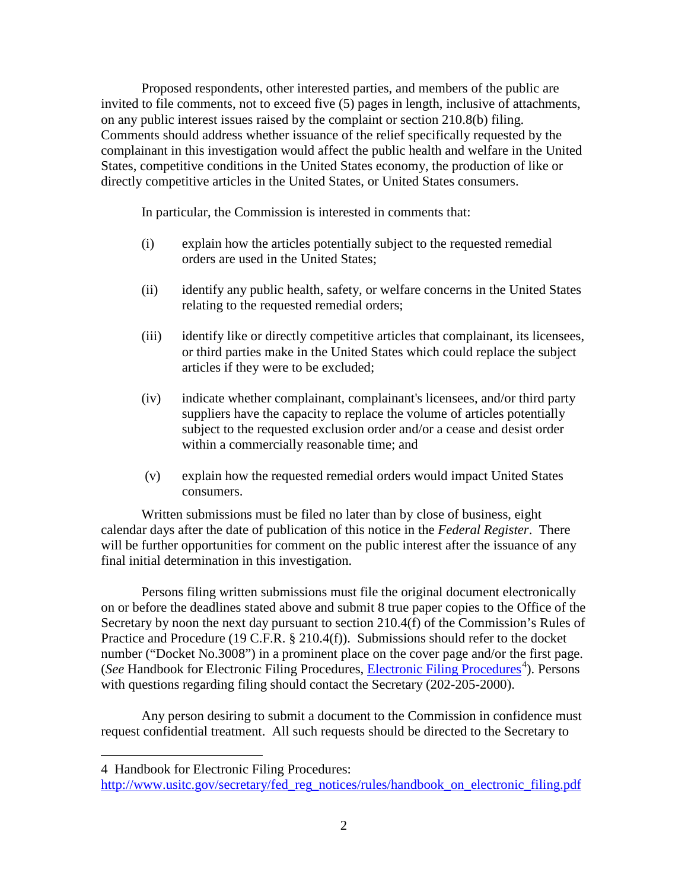Proposed respondents, other interested parties, and members of the public are invited to file comments, not to exceed five (5) pages in length, inclusive of attachments, on any public interest issues raised by the complaint or section 210.8(b) filing. Comments should address whether issuance of the relief specifically requested by the complainant in this investigation would affect the public health and welfare in the United States, competitive conditions in the United States economy, the production of like or directly competitive articles in the United States, or United States consumers.

In particular, the Commission is interested in comments that:

(i) explain how the articles potentially subject to the requested remedial orders are used in the United States;

(ii) identify any public health, safety, or welfare concerns in the United States relating to the requested remedial orders;

(iii) identify like or directly competitive articles that complainant, its licensees, or third parties make in the United States which could replace the subject articles if they were to be excluded;

(iv) indicate whether complainant, complainant's licensees, and/or third party suppliers have the capacity to replace the volume of articles potentially subject to the requested exclusion order and/or a cease and desist order within a commercially reasonable time; and

(v) explain how the requested remedial orders would impact United States consumers.

Written submissions must be filed no later than by close of business, eight calendar days after the date of publication of this notice in the *Federal Register*. There will be further opportunities for comment on the public interest after the issuance of any final initial determination in this investigation.

Persons filing written submissions must file the original document electronically on or before the deadlines stated above and submit 8 true paper copies to the Office of the Secretary by noon the next day pursuant to section 210.4(f) of the Commission's Rules of Practice and Procedure (19 C.F.R. § 210.4(f)). Submissions should refer to the docket number ("Docket No.3008") in a prominent place on the cover page and/or the first page. (*See* Handbook for Electronic Filing Procedures, Electronic Filing Procedures[4]). Persons with questions regarding filing should contact the Secretary (202-205-2000).

Any person desiring to submit a document to the Commission in confidence must request confidential treatment. All such requests should be directed to the Secretary to

---

4 Handbook for Electronic Filing Procedures: http://www.usitc.gov/secretary/fed_reg_notices/rules/handbook_on_electronic_filing.pdf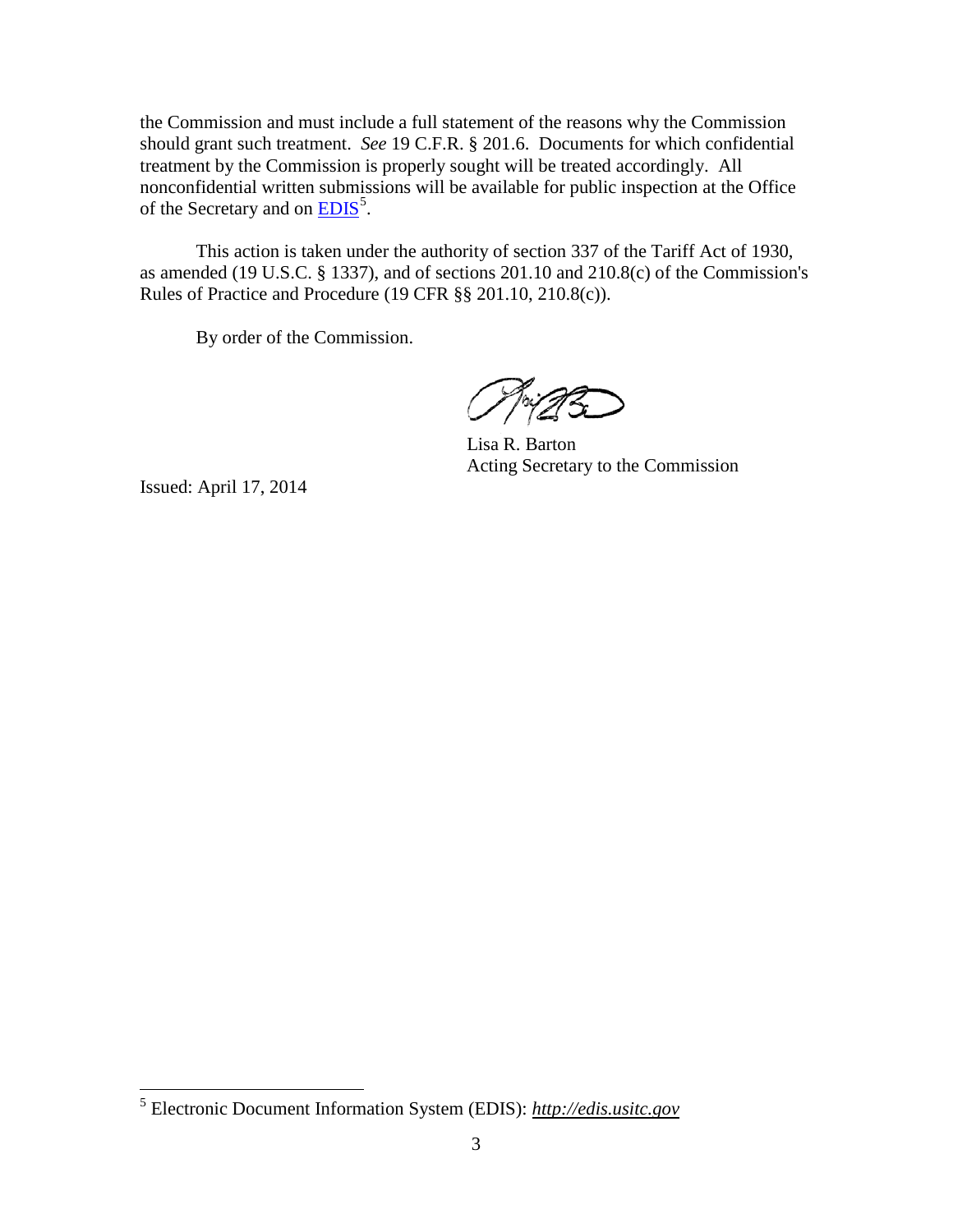the Commission and must include a full statement of the reasons why the Commission should grant such treatment. *See* 19 C.F.R. § 201.6. Documents for which confidential treatment by the Commission is properly sought will be treated accordingly. All nonconfidential written submissions will be available for public inspection at the Office of the Secretary and on EDIS[5].

This action is taken under the authority of section 337 of the Tariff Act of 1930, as amended (19 U.S.C. § 1337), and of sections 201.10 and 210.8(c) of the Commission's Rules of Practice and Procedure (19 CFR §§ 201.10, 210.8(c)).

By order of the Commission.

Lisa R. Barton
Acting Secretary to the Commission

Issued: April 17, 2014

---

[5] Electronic Document Information System (EDIS): *http://edis.usitc.gov*